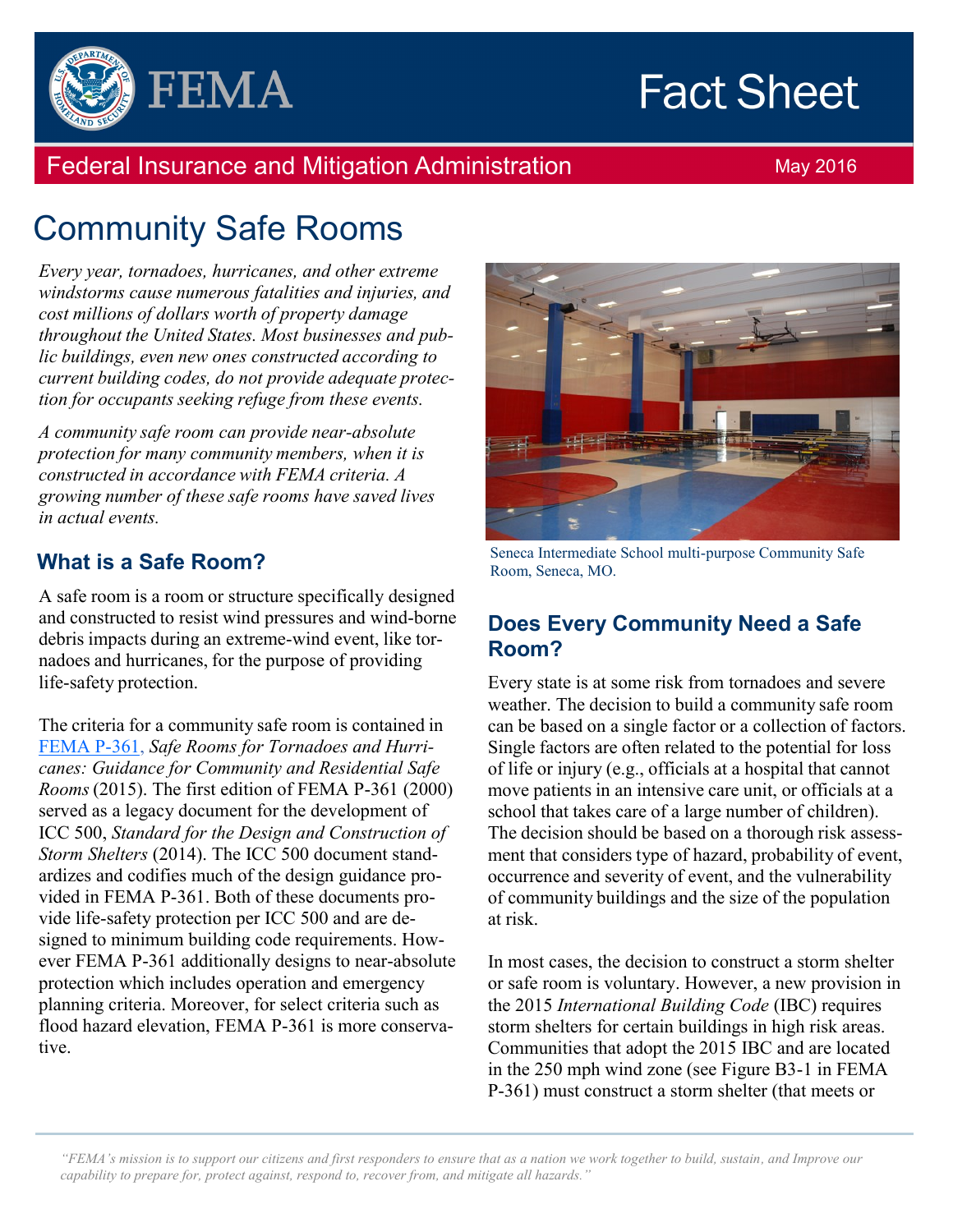FEMA

# Fact Sheet

Federal Insurance and Mitigation Administration

May 2016

# Community Safe Rooms

*Every year, tornadoes, hurricanes, and other extreme windstorms cause numerous fatalities and injuries, and cost millions of dollars worth of property damage throughout the United States. Most businesses and public buildings, even new ones constructed according to current building codes, do not provide adequate protection for occupants seeking refuge from these events.*

*A community safe room can provide near-absolute protection for many community members, when it is constructed in accordance with FEMA criteria. A growing number of these safe rooms have saved lives in actual events.*

## What is a Safe Room?

A safe room is a room or structure specifically designed and constructed to resist wind pressures and wind-borne debris impacts during an extreme-wind event, like tornadoes and hurricanes, for the purpose of providing life-safety protection.

The criteria for a community safe room is contained in FEMA P-361, *Safe Rooms for Tornadoes and Hurricanes: Guidance for Community and Residential Safe Rooms* (2015). The first edition of FEMA P-361 (2000) served as a legacy document for the development of ICC 500, *Standard for the Design and Construction of Storm Shelters* (2014). The ICC 500 document standardizes and codifies much of the design guidance provided in FEMA P-361. Both of these documents provide life-safety protection per ICC 500 and are designed to minimum building code requirements. However FEMA P-361 additionally designs to near-absolute protection which includes operation and emergency planning criteria. Moreover, for select criteria such as flood hazard elevation, FEMA P-361 is more conservative.

Seneca Intermediate School multi-purpose Community Safe Room, Seneca, MO.

## Does Every Community Need a Safe Room?

Every state is at some risk from tornadoes and severe weather. The decision to build a community safe room can be based on a single factor or a collection of factors. Single factors are often related to the potential for loss of life or injury (e.g., officials at a hospital that cannot move patients in an intensive care unit, or officials at a school that takes care of a large number of children). The decision should be based on a thorough risk assessment that considers type of hazard, probability of event, occurrence and severity of event, and the vulnerability of community buildings and the size of the population at risk.

In most cases, the decision to construct a storm shelter or safe room is voluntary. However, a new provision in the 2015 *International Building Code* (IBC) requires storm shelters for certain buildings in high risk areas. Communities that adopt the 2015 IBC and are located in the 250 mph wind zone (see Figure B3-1 in FEMA P-361) must construct a storm shelter (that meets or

*"FEMA's mission is to support our citizens and first responders to ensure that as a nation we work together to build, sustain, and Improve our capability to prepare for, protect against, respond to, recover from, and mitigate all hazards."*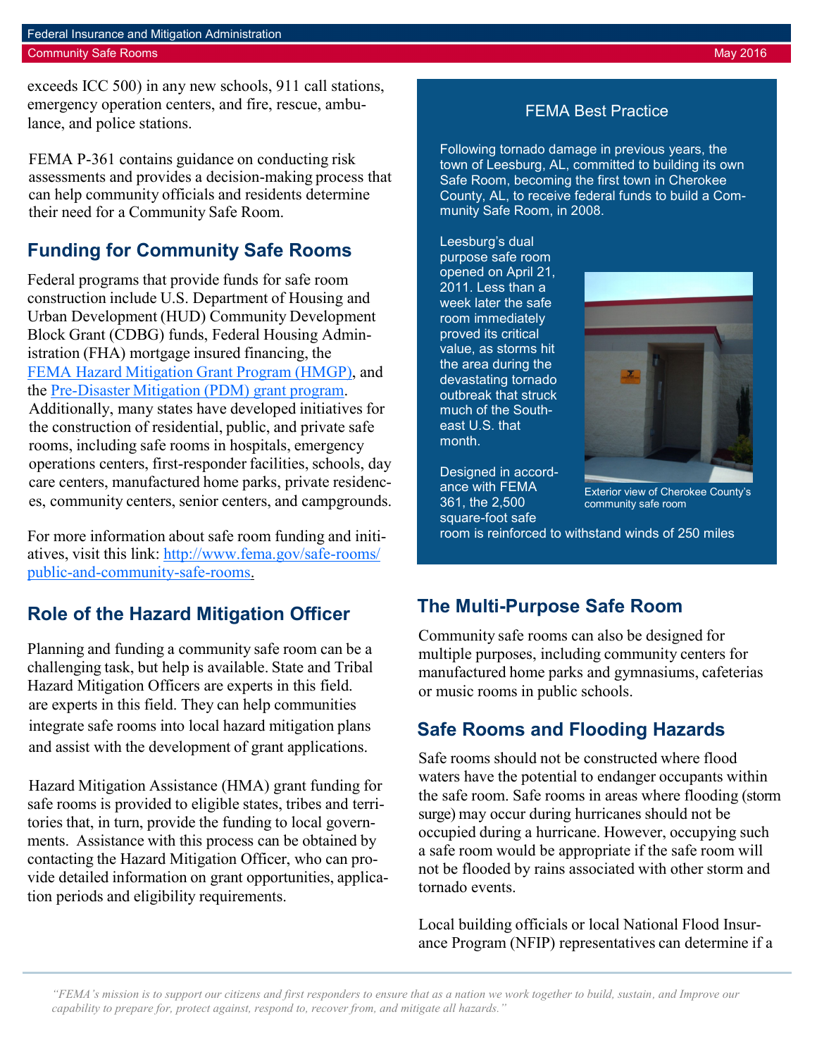exceeds ICC 500) in any new schools, 911 call stations, emergency operation centers, and fire, rescue, ambulance, and police stations.

FEMA P-361 contains guidance on conducting risk assessments and provides a decision-making process that can help community officials and residents determine their need for a Community Safe Room.

## Funding for Community Safe Rooms

Federal programs that provide funds for safe room construction include U.S. Department of Housing and Urban Development (HUD) Community Development Block Grant (CDBG) funds, Federal Housing Administration (FHA) mortgage insured financing, the [FEMA Hazard Mitigation Grant Program (HMGP)](), and the [Pre-Disaster Mitigation (PDM) grant program](). Additionally, many states have developed initiatives for the construction of residential, public, and private safe rooms, including safe rooms in hospitals, emergency operations centers, first-responder facilities, schools, day care centers, manufactured home parks, private residences, community centers, senior centers, and campgrounds.

For more information about safe room funding and initiatives, visit this link: [http://www.fema.gov/safe-rooms/public-and-community-safe-rooms](http://www.fema.gov/safe-rooms/public-and-community-safe-rooms).

## Role of the Hazard Mitigation Officer

Planning and funding a community safe room can be a challenging task, but help is available. State and Tribal Hazard Mitigation Officers are experts in this field. are experts in this field. They can help communities integrate safe rooms into local hazard mitigation plans and assist with the development of grant applications.

Hazard Mitigation Assistance (HMA) grant funding for safe rooms is provided to eligible states, tribes and territories that, in turn, provide the funding to local governments. Assistance with this process can be obtained by contacting the Hazard Mitigation Officer, who can provide detailed information on grant opportunities, application periods and eligibility requirements.

### FEMA Best Practice

Following tornado damage in previous years, the town of Leesburg, AL, committed to building its own Safe Room, becoming the first town in Cherokee County, AL, to receive federal funds to build a Community Safe Room, in 2008.

Leesburg's dual purpose safe room opened on April 21, 2011. Less than a week later the safe room immediately proved its critical value, as storms hit the area during the devastating tornado outbreak that struck much of the Southeast U.S. that month.

Exterior view of Cherokee County's community safe room

Designed in accordance with FEMA 361, the 2,500 square-foot safe room is reinforced to withstand winds of 250 miles

## The Multi-Purpose Safe Room

Community safe rooms can also be designed for multiple purposes, including community centers for manufactured home parks and gymnasiums, cafeterias or music rooms in public schools.

## Safe Rooms and Flooding Hazards

Safe rooms should not be constructed where flood waters have the potential to endanger occupants within the safe room. Safe rooms in areas where flooding (storm surge) may occur during hurricanes should not be occupied during a hurricane. However, occupying such a safe room would be appropriate if the safe room will not be flooded by rains associated with other storm and tornado events.

Local building officials or local National Flood Insurance Program (NFIP) representatives can determine if a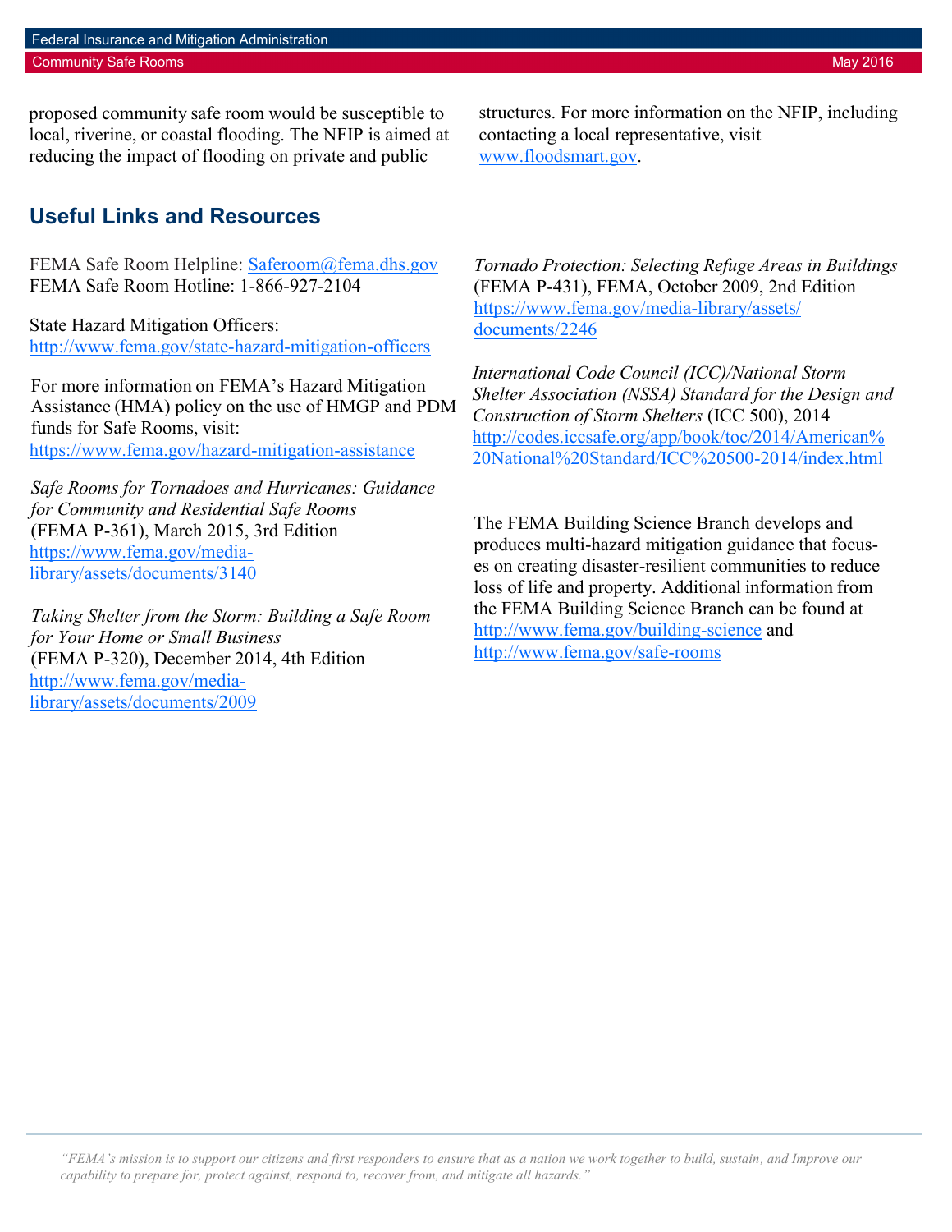proposed community safe room would be susceptible to local, riverine, or coastal flooding. The NFIP is aimed at reducing the impact of flooding on private and public structures. For more information on the NFIP, including contacting a local representative, visit www.floodsmart.gov.

## Useful Links and Resources

FEMA Safe Room Helpline: Saferoom@fema.dhs.gov
FEMA Safe Room Hotline: 1-866-927-2104

State Hazard Mitigation Officers:
http://www.fema.gov/state-hazard-mitigation-officers

For more information on FEMA's Hazard Mitigation Assistance (HMA) policy on the use of HMGP and PDM funds for Safe Rooms, visit:
https://www.fema.gov/hazard-mitigation-assistance

*Safe Rooms for Tornadoes and Hurricanes: Guidance for Community and Residential Safe Rooms*
(FEMA P-361), March 2015, 3rd Edition
https://www.fema.gov/media-library/assets/documents/3140

*Taking Shelter from the Storm: Building a Safe Room for Your Home or Small Business*
(FEMA P-320), December 2014, 4th Edition
http://www.fema.gov/media-library/assets/documents/2009

*Tornado Protection: Selecting Refuge Areas in Buildings*
(FEMA P-431), FEMA, October 2009, 2nd Edition
https://www.fema.gov/media-library/assets/documents/2246

*International Code Council (ICC)/National Storm Shelter Association (NSSA) Standard for the Design and Construction of Storm Shelters* (ICC 500), 2014
http://codes.iccsafe.org/app/book/toc/2014/American%20National%20Standard/ICC%20500-2014/index.html

The FEMA Building Science Branch develops and produces multi-hazard mitigation guidance that focuses on creating disaster-resilient communities to reduce loss of life and property. Additional information from the FEMA Building Science Branch can be found at http://www.fema.gov/building-science and http://www.fema.gov/safe-rooms

*"FEMA's mission is to support our citizens and first responders to ensure that as a nation we work together to build, sustain, and Improve our capability to prepare for, protect against, respond to, recover from, and mitigate all hazards."*